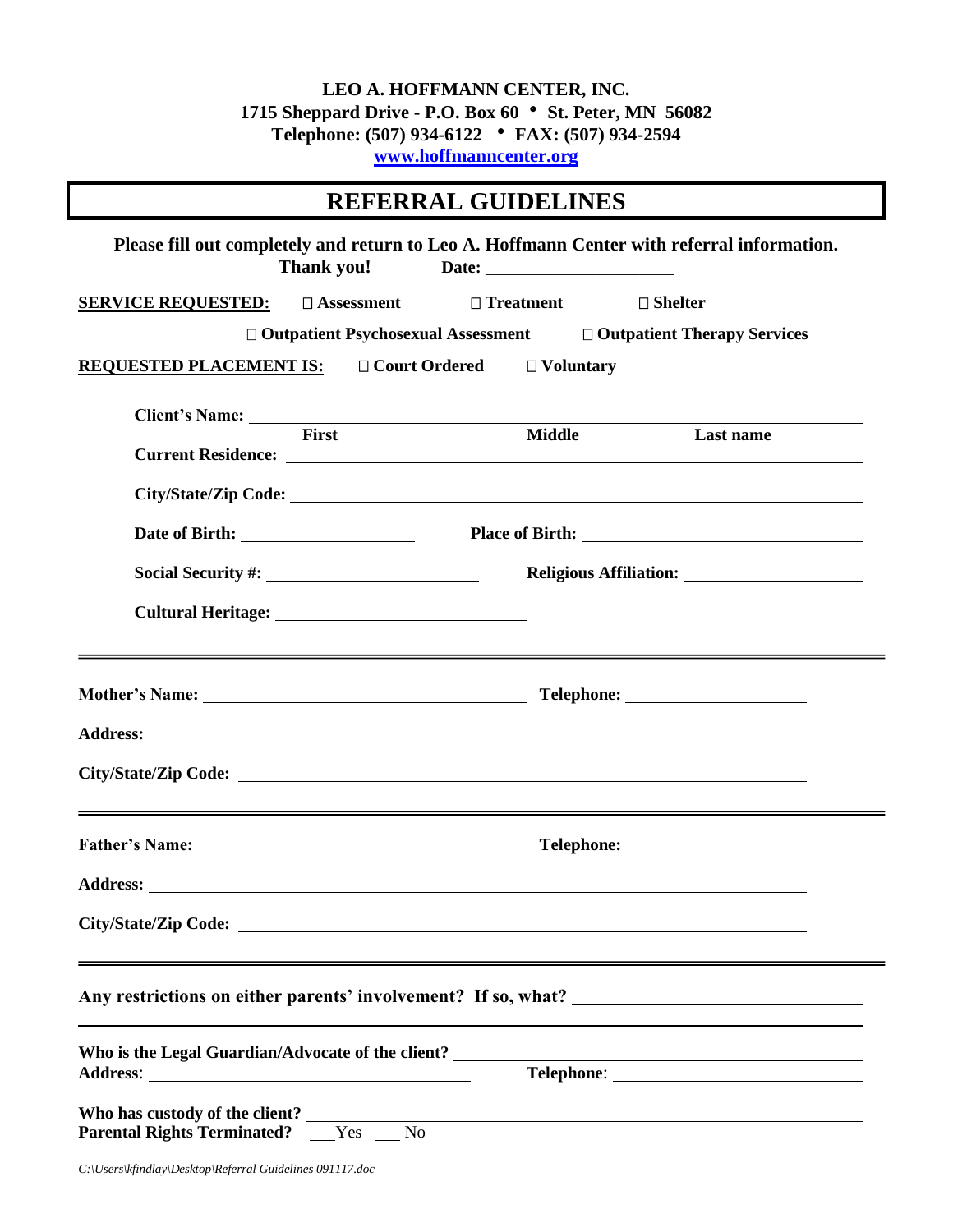**LEO A. HOFFMANN CENTER, INC.**
**1715 Sheppard Drive - P.O. Box 60 • St. Peter, MN 56082**
**Telephone: (507) 934-6122 • FAX: (507) 934-2594**
**www.hoffmanncenter.org**

# REFERRAL GUIDELINES

**Please fill out completely and return to Leo A. Hoffmann Center with referral information.**
**Thank you!** **Date: ____________________**

**SERVICE REQUESTED:** ☐ **Assessment** ☐ **Treatment** ☐ **Shelter**

☐ **Outpatient Psychosexual Assessment** ☐ **Outpatient Therapy Services**

**REQUESTED PLACEMENT IS:** ☐ **Court Ordered** ☐ **Voluntary**

**Client's Name:** ____________________________________________
**First** **Middle** **Last name**

**Current Residence:** ____________________________________________

**City/State/Zip Code:** ____________________________________________

**Date of Birth:** ____________________ **Place of Birth:** ____________________

**Social Security #:** ____________________ **Religious Affiliation:** ____________________

**Cultural Heritage:** ____________________

---

**Mother's Name:** ____________________ **Telephone:** ____________________

**Address:** ____________________________________________

**City/State/Zip Code:** ____________________________________________

---

**Father's Name:** ____________________ **Telephone:** ____________________

**Address:** ____________________________________________

**City/State/Zip Code:** ____________________________________________

---

**Any restrictions on either parents' involvement? If so, what?** ____________________

____________________________________________

**Who is the Legal Guardian/Advocate of the client?** ____________________
**Address**: ____________________ **Telephone**: ____________________

**Who has custody of the client?** ____________________
**Parental Rights Terminated?** ___ Yes ___ No

*C:\Users\kfindlay\Desktop\Referral Guidelines 091117.doc*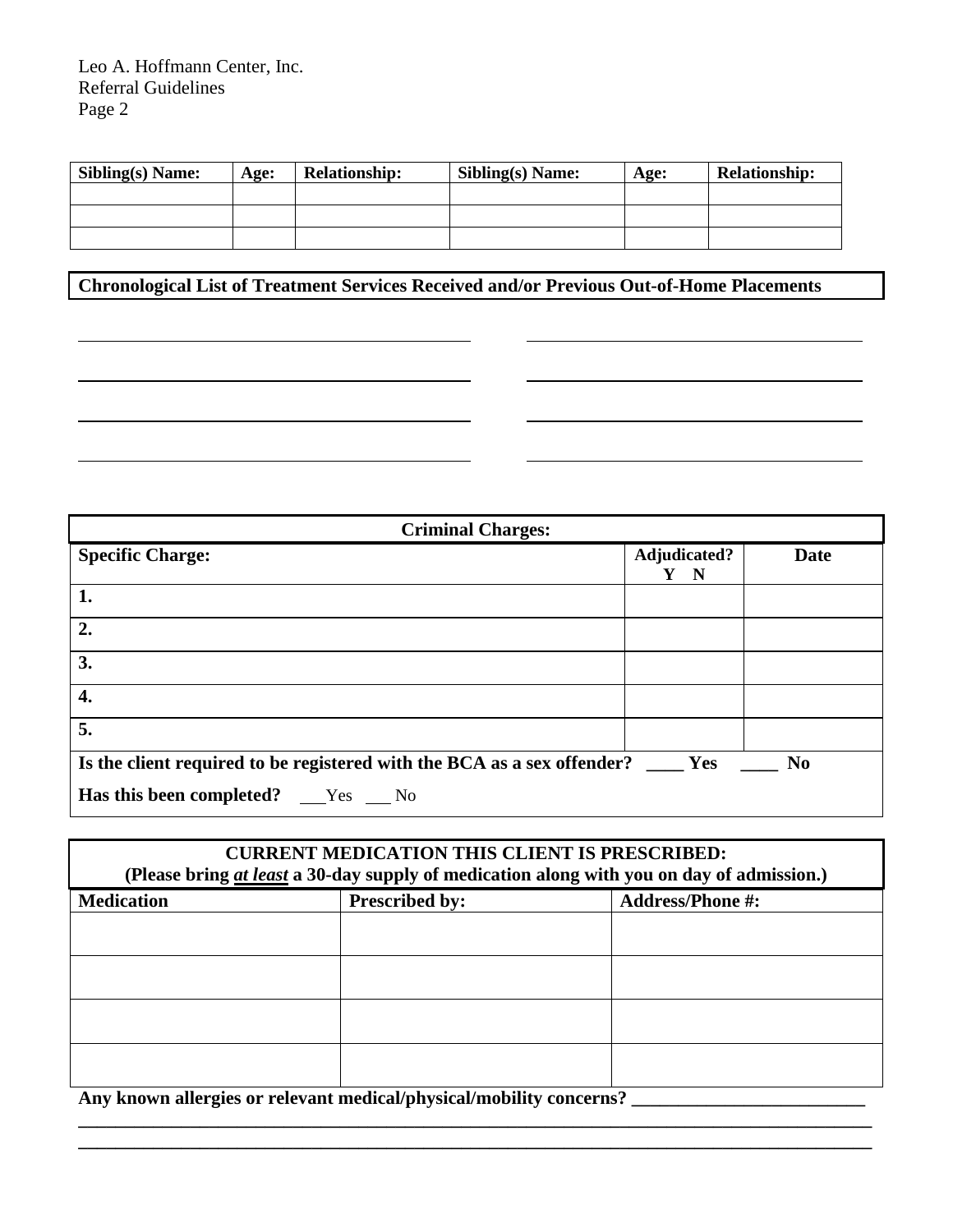| Sibling(s) Name: | Age: | Relationship: | Sibling(s) Name: | Age: | Relationship: |
|---|---|---|---|---|---|
| | | | | | |
| | | | | | |
| | | | | | |

**Chronological List of Treatment Services Received and/or Previous Out-of-Home Placements**

______________________________  ______________________________

______________________________  ______________________________

______________________________  ______________________________

______________________________  ______________________________

| **Criminal Charges:** | | |
|---|---|---|
| **Specific Charge:** | **Adjudicated? Y N** | **Date** |
| **1.** | | |
| **2.** | | |
| **3.** | | |
| **4.** | | |
| **5.** | | |

**Is the client required to be registered with the BCA as a sex offender? ____ Yes ____ No**

**Has this been completed?** ___Yes ___ No

| **CURRENT MEDICATION THIS CLIENT IS PRESCRIBED:** (Please bring ***at least*** a 30-day supply of medication along with you on day of admission.) | | |
|---|---|---|
| **Medication** | **Prescribed by:** | **Address/Phone #:** |
| | | |
| | | |
| | | |
| | | |

**Any known allergies or relevant medical/physical/mobility concerns? ________________________**

______________________________________________________________________________

______________________________________________________________________________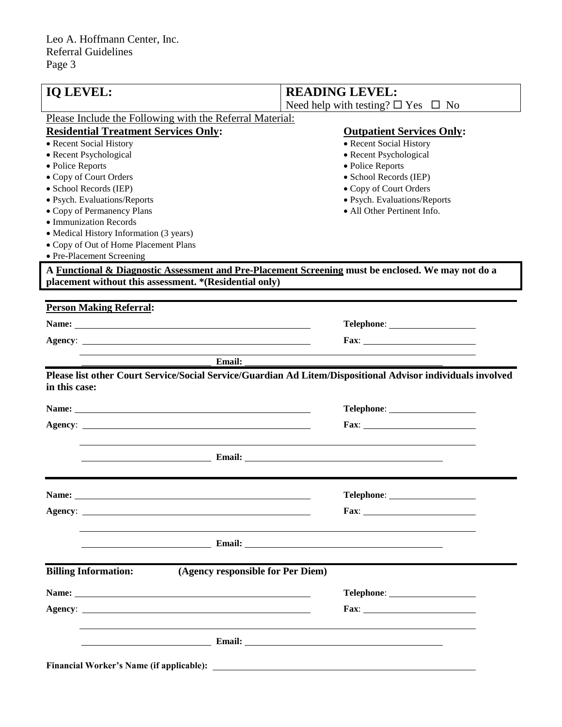| **IQ LEVEL:** | **READING LEVEL:**<br>Need help with testing? ☐ Yes ☐ No |
|---|---|

Please Include the Following with the Referral Material:

**Residential Treatment Services Only:**

- Recent Social History
- Recent Psychological
- Police Reports
- Copy of Court Orders
- School Records (IEP)
- Psych. Evaluations/Reports
- Copy of Permanency Plans
- Immunization Records
- Medical History Information (3 years)
- Copy of Out of Home Placement Plans
- Pre-Placement Screening

**Outpatient Services Only:**

- Recent Social History
- Recent Psychological
- Police Reports
- School Records (IEP)
- Copy of Court Orders
- Psych. Evaluations/Reports
- All Other Pertinent Info.

**A Functional & Diagnostic Assessment and Pre-Placement Screening must be enclosed. We may not do a placement without this assessment. *(Residential only)**

**Person Making Referral:**

**Name:** ____________________ **Telephone:** ____________________

**Agency:** ____________________ **Fax:** ____________________

____________________ **Email:** ____________________

**Please list other Court Service/Social Service/Guardian Ad Litem/Dispositional Advisor individuals involved in this case:**

**Name:** ____________________ **Telephone:** ____________________

**Agency:** ____________________ **Fax:** ____________________

____________________ **Email:** ____________________

**Name:** ____________________ **Telephone:** ____________________

**Agency:** ____________________ **Fax:** ____________________

____________________ **Email:** ____________________

**Billing Information: (Agency responsible for Per Diem)**

**Name:** ____________________ **Telephone:** ____________________

**Agency:** ____________________ **Fax:** ____________________

____________________ **Email:** ____________________

**Financial Worker's Name (if applicable):** ____________________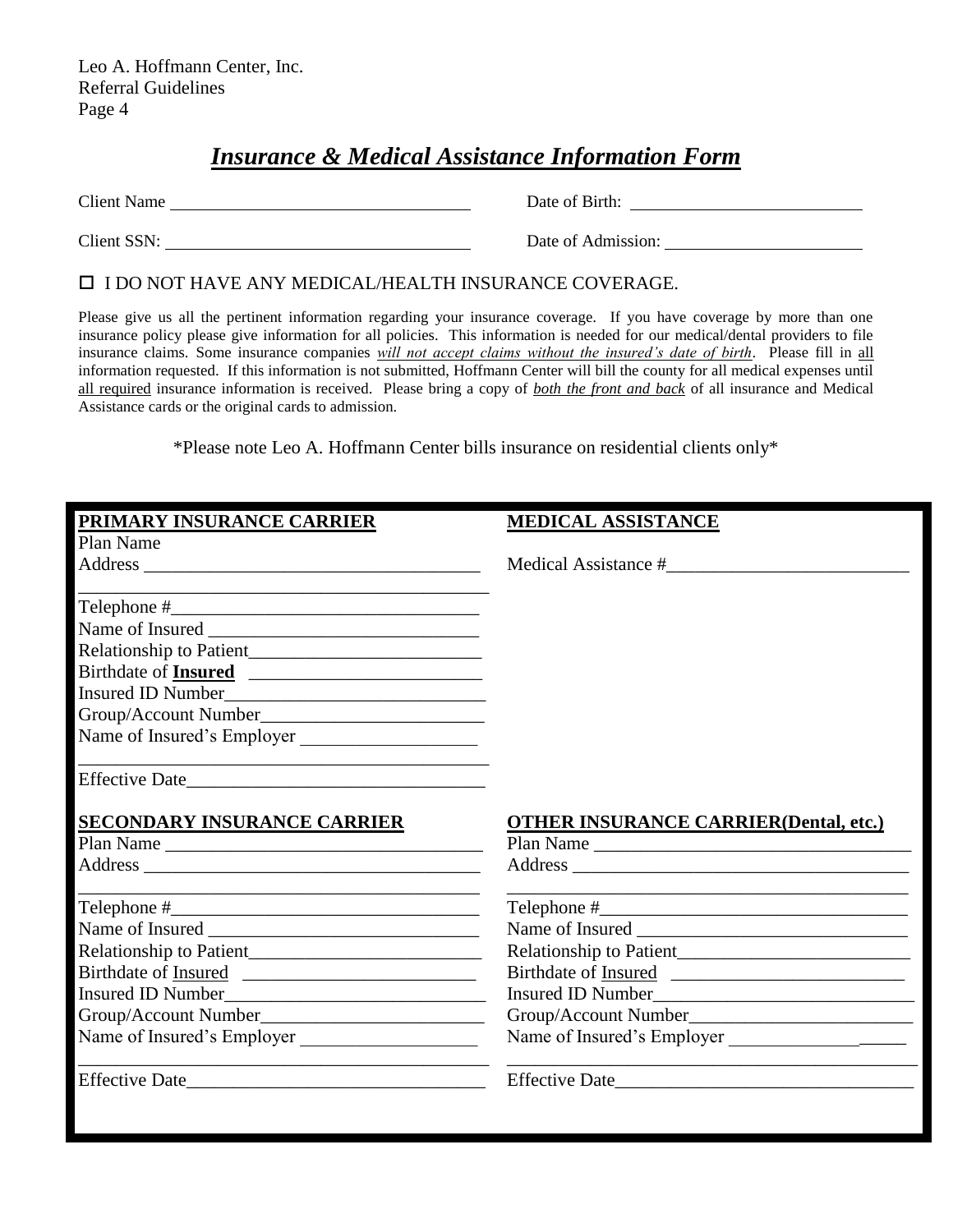# *Insurance & Medical Assistance Information Form*

Client Name ______________________________ Date of Birth: ______________________________

Client SSN: ______________________________ Date of Admission: ______________________________

☐ I DO NOT HAVE ANY MEDICAL/HEALTH INSURANCE COVERAGE.

Please give us all the pertinent information regarding your insurance coverage. If you have coverage by more than one insurance policy please give information for all policies. This information is needed for our medical/dental providers to file insurance claims. Some insurance companies *will not accept claims without the insured's date of birth*. Please fill in all information requested. If this information is not submitted, Hoffmann Center will bill the county for all medical expenses until all required insurance information is received. Please bring a copy of ***both the front and back*** of all insurance and Medical Assistance cards or the original cards to admission.

\*Please note Leo A. Hoffmann Center bills insurance on residential clients only\*

**PRIMARY INSURANCE CARRIER**

Plan Name

Address ______________________________

______________________________

Telephone #______________________________

Name of Insured ______________________________

Relationship to Patient______________________________

Birthdate of **Insured** ______________________________

Insured ID Number______________________________

Group/Account Number______________________________

Name of Insured's Employer ______________________________

______________________________

Effective Date______________________________

**MEDICAL ASSISTANCE**

Medical Assistance #______________________________

**SECONDARY INSURANCE CARRIER**

Plan Name ______________________________

Address ______________________________

______________________________

Telephone #______________________________

Name of Insured ______________________________

Relationship to Patient______________________________

Birthdate of Insured ______________________________

Insured ID Number______________________________

Group/Account Number______________________________

Name of Insured's Employer ______________________________

______________________________

Effective Date______________________________

**OTHER INSURANCE CARRIER(Dental, etc.)**

Plan Name ______________________________

Address ______________________________

______________________________

Telephone #______________________________

Name of Insured ______________________________

Relationship to Patient______________________________

Birthdate of Insured ______________________________

Insured ID Number______________________________

Group/Account Number______________________________

Name of Insured's Employer ______________________________

______________________________

Effective Date______________________________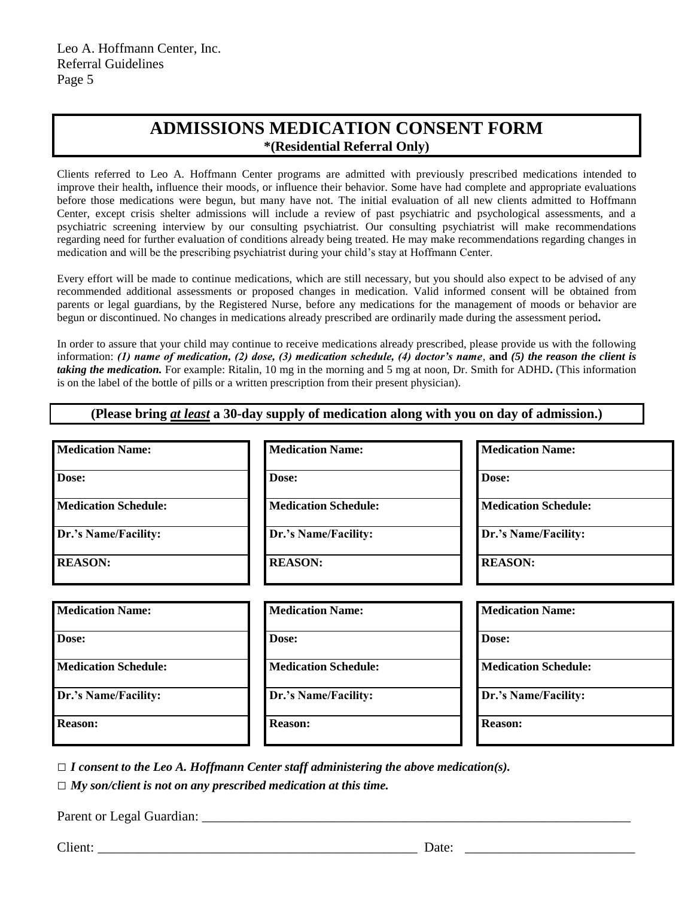Leo A. Hoffmann Center, Inc.
Referral Guidelines

# ADMISSIONS MEDICATION CONSENT FORM

**\*(Residential Referral Only)**

Clients referred to Leo A. Hoffmann Center programs are admitted with previously prescribed medications intended to improve their health**,** influence their moods, or influence their behavior. Some have had complete and appropriate evaluations before those medications were begun, but many have not. The initial evaluation of all new clients admitted to Hoffmann Center, except crisis shelter admissions will include a review of past psychiatric and psychological assessments, and a psychiatric screening interview by our consulting psychiatrist. Our consulting psychiatrist will make recommendations regarding need for further evaluation of conditions already being treated. He may make recommendations regarding changes in medication and will be the prescribing psychiatrist during your child's stay at Hoffmann Center.

Every effort will be made to continue medications, which are still necessary, but you should also expect to be advised of any recommended additional assessments or proposed changes in medication. Valid informed consent will be obtained from parents or legal guardians, by the Registered Nurse, before any medications for the management of moods or behavior are begun or discontinued. No changes in medications already prescribed are ordinarily made during the assessment period**.**

In order to assure that your child may continue to receive medications already prescribed, please provide us with the following information: ***(1) name of medication, (2) dose, (3) medication schedule, (4) doctor's name***, **and *(5) the reason the client is taking the medication.*** For example: Ritalin, 10 mg in the morning and 5 mg at noon, Dr. Smith for ADHD**.** (This information is on the label of the bottle of pills or a written prescription from their present physician).

**(Please bring *at least* a 30-day supply of medication along with you on day of admission.)**

| **Medication Name:** | **Medication Name:** | **Medication Name:** |
|---|---|---|
| **Dose:** | **Dose:** | **Dose:** |
| **Medication Schedule:** | **Medication Schedule:** | **Medication Schedule:** |
| **Dr.'s Name/Facility:** | **Dr.'s Name/Facility:** | **Dr.'s Name/Facility:** |
| **REASON:** | **REASON:** | **REASON:** |

| **Medication Name:** | **Medication Name:** | **Medication Name:** |
|---|---|---|
| **Dose:** | **Dose:** | **Dose:** |
| **Medication Schedule:** | **Medication Schedule:** | **Medication Schedule:** |
| **Dr.'s Name/Facility:** | **Dr.'s Name/Facility:** | **Dr.'s Name/Facility:** |
| **Reason:** | **Reason:** | **Reason:** |

□ ***I consent to the Leo A. Hoffmann Center staff administering the above medication(s).***

□ ***My son/client is not on any prescribed medication at this time.***

Parent or Legal Guardian: ___________________________________________________________________

Client: _________________________________________________ Date: _________________________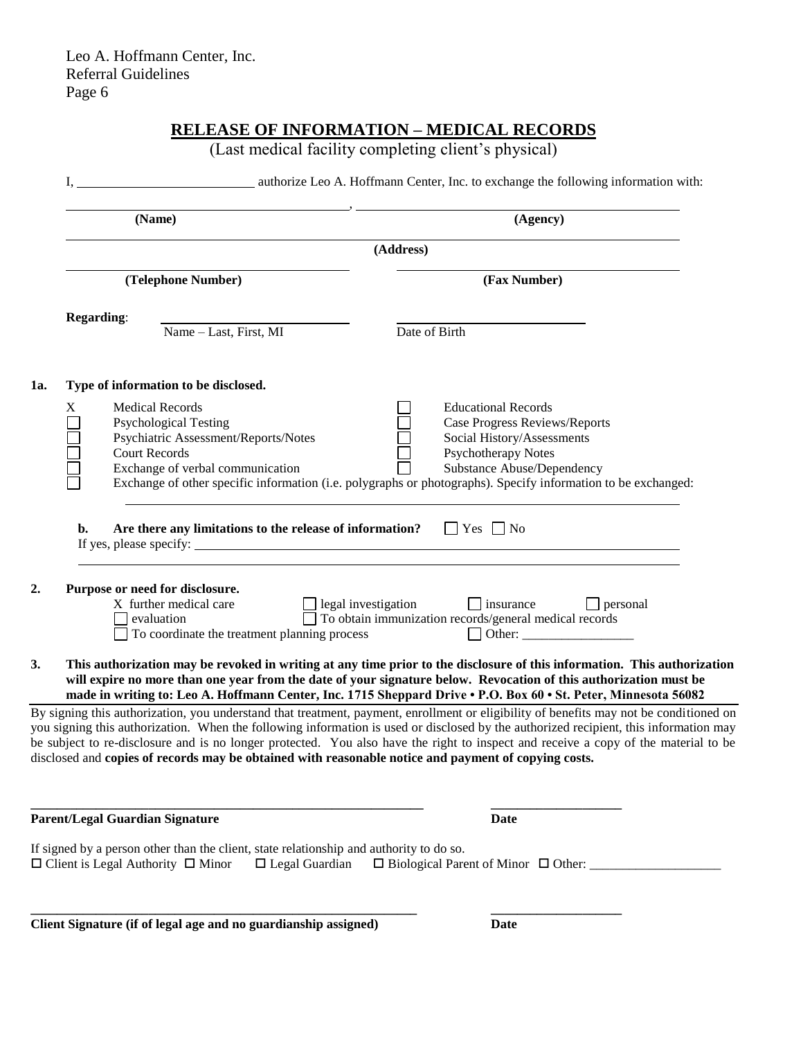## RELEASE OF INFORMATION – MEDICAL RECORDS

(Last medical facility completing client's physical)

I, ______________________ authorize Leo A. Hoffmann Center, Inc. to exchange the following information with:

______________________, ______________________
**(Name)** **(Agency)**

______________________
**(Address)**

______________________ ______________________
**(Telephone Number)** **(Fax Number)**

**Regarding**: ______________________ ______________________
Name – Last, First, MI Date of Birth

**1a. Type of information to be disclosed.**

- X Medical Records
- ☐ Psychological Testing
- ☐ Psychiatric Assessment/Reports/Notes
- ☐ Court Records
- ☐ Exchange of verbal communication
- ☐ Educational Records
- ☐ Case Progress Reviews/Reports
- ☐ Social History/Assessments
- ☐ Psychotherapy Notes
- ☐ Substance Abuse/Dependency
- ☐ Exchange of other specific information (i.e. polygraphs or photographs). Specify information to be exchanged:

______________________

**b. Are there any limitations to the release of information?** ☐ Yes ☐ No

If yes, please specify: ______________________

______________________

**2. Purpose or need for disclosure.**

- X further medical care
- ☐ legal investigation
- ☐ insurance
- ☐ personal
- ☐ evaluation
- ☐ To obtain immunization records/general medical records
- ☐ To coordinate the treatment planning process
- ☐ Other: _________________

**3. This authorization may be revoked in writing at any time prior to the disclosure of this information. This authorization will expire no more than one year from the date of your signature below. Revocation of this authorization must be made in writing to: Leo A. Hoffmann Center, Inc. 1715 Sheppard Drive • P.O. Box 60 • St. Peter, Minnesota 56082**

By signing this authorization, you understand that treatment, payment, enrollment or eligibility of benefits may not be conditioned on you signing this authorization. When the following information is used or disclosed by the authorized recipient, this information may be subject to re-disclosure and is no longer protected. You also have the right to inspect and receive a copy of the material to be disclosed and **copies of records may be obtained with reasonable notice and payment of copying costs.**

______________________ ______________________
**Parent/Legal Guardian Signature** **Date**

If signed by a person other than the client, state relationship and authority to do so.
☐ Client is Legal Authority ☐ Minor ☐ Legal Guardian ☐ Biological Parent of Minor ☐ Other: ____________________

______________________ ______________________
**Client Signature (if of legal age and no guardianship assigned)** **Date**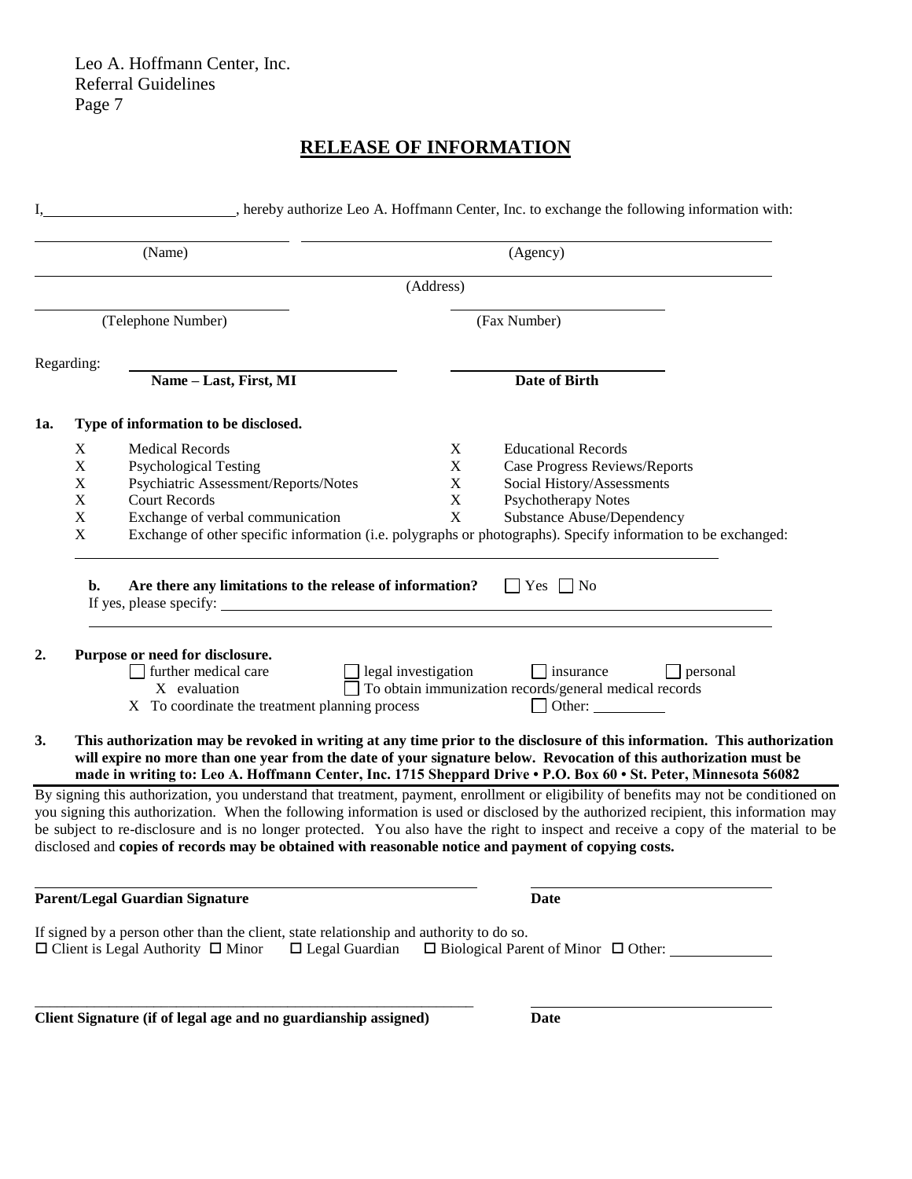# RELEASE OF INFORMATION

I, \_\_\_\_\_\_\_\_\_\_\_\_\_\_\_\_\_\_\_\_\_\_\_\_, hereby authorize Leo A. Hoffmann Center, Inc. to exchange the following information with:

\_\_\_\_\_\_\_\_\_\_\_\_\_\_\_\_\_\_\_\_\_\_\_\_ (Name) \_\_\_\_\_\_\_\_\_\_\_\_\_\_\_\_\_\_\_\_\_\_\_\_ (Agency)

\_\_\_\_\_\_\_\_\_\_\_\_\_\_\_\_\_\_\_\_\_\_\_\_\_\_\_\_\_\_\_\_\_\_\_\_\_\_\_\_\_\_\_\_\_\_ (Address)

\_\_\_\_\_\_\_\_\_\_\_\_\_\_\_\_\_\_\_\_\_\_\_\_ (Telephone Number) \_\_\_\_\_\_\_\_\_\_\_\_\_\_\_\_\_\_\_\_\_\_\_\_ (Fax Number)

Regarding: \_\_\_\_\_\_\_\_\_\_\_\_\_\_\_\_\_\_\_\_\_\_\_\_ **Name – Last, First, MI** \_\_\_\_\_\_\_\_\_\_\_\_\_\_\_\_\_\_\_\_\_\_\_\_ **Date of Birth**

**1a. Type of information to be disclosed.**

| | | | |
|---|---|---|---|
| X | Medical Records | X | Educational Records |
| X | Psychological Testing | X | Case Progress Reviews/Reports |
| X | Psychiatric Assessment/Reports/Notes | X | Social History/Assessments |
| X | Court Records | X | Psychotherapy Notes |
| X | Exchange of verbal communication | X | Substance Abuse/Dependency |

X Exchange of other specific information (i.e. polygraphs or photographs). Specify information to be exchanged: \_\_\_\_\_\_\_\_\_\_\_\_\_\_\_\_\_\_\_\_\_\_\_\_

**b. Are there any limitations to the release of information?** ☐ Yes ☐ No

If yes, please specify: \_\_\_\_\_\_\_\_\_\_\_\_\_\_\_\_\_\_\_\_\_\_\_\_

**2. Purpose or need for disclosure.**

☐ further medical care ☐ legal investigation ☐ insurance ☐ personal

X evaluation ☐ To obtain immunization records/general medical records

X To coordinate the treatment planning process ☐ Other: \_\_\_\_\_\_\_\_

**3. This authorization may be revoked in writing at any time prior to the disclosure of this information. This authorization will expire no more than one year from the date of your signature below. Revocation of this authorization must be made in writing to: Leo A. Hoffmann Center, Inc. 1715 Sheppard Drive • P.O. Box 60 • St. Peter, Minnesota 56082**

By signing this authorization, you understand that treatment, payment, enrollment or eligibility of benefits may not be conditioned on you signing this authorization. When the following information is used or disclosed by the authorized recipient, this information may be subject to re-disclosure and is no longer protected. You also have the right to inspect and receive a copy of the material to be disclosed and **copies of records may be obtained with reasonable notice and payment of copying costs.**

\_\_\_\_\_\_\_\_\_\_\_\_\_\_\_\_\_\_\_\_\_\_\_\_\_\_\_\_\_\_\_\_\_\_\_\_\_\_\_\_ \_\_\_\_\_\_\_\_\_\_\_\_\_\_\_\_\_\_\_\_

**Parent/Legal Guardian Signature** **Date**

If signed by a person other than the client, state relationship and authority to do so.

☐ Client is Legal Authority ☐ Minor ☐ Legal Guardian ☐ Biological Parent of Minor ☐ Other: \_\_\_\_\_\_\_\_\_\_\_\_

\_\_\_\_\_\_\_\_\_\_\_\_\_\_\_\_\_\_\_\_\_\_\_\_\_\_\_\_\_\_\_\_\_\_\_\_\_\_\_\_ \_\_\_\_\_\_\_\_\_\_\_\_\_\_\_\_\_\_\_\_

**Client Signature (if of legal age and no guardianship assigned)** **Date**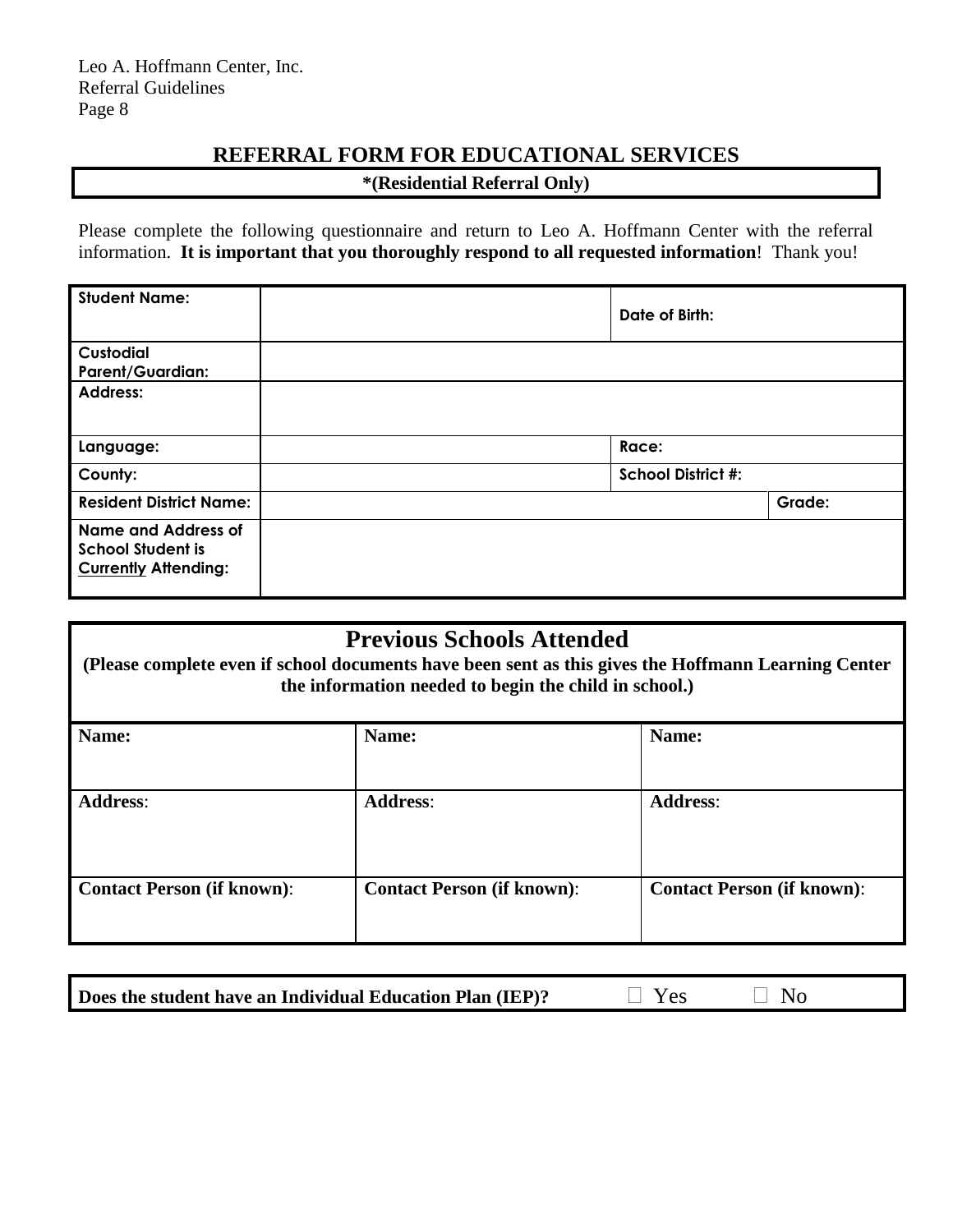## REFERRAL FORM FOR EDUCATIONAL SERVICES

**\*(Residential Referral Only)**

Please complete the following questionnaire and return to Leo A. Hoffmann Center with the referral information. **It is important that you thoroughly respond to all requested information**! Thank you!

| | | | |
|---|---|---|---|
| **Student Name:** | | **Date of Birth:** | |
| **Custodial Parent/Guardian:** | | | |
| **Address:** | | | |
| **Language:** | | **Race:** | |
| **County:** | | **School District #:** | |
| **Resident District Name:** | | | **Grade:** |
| **Name and Address of School Student is <u>Currently</u> Attending:** | | | |

## Previous Schools Attended

**(Please complete even if school documents have been sent as this gives the Hoffmann Learning Center the information needed to begin the child in school.)**

| | | |
|---|---|---|
| **Name:** | **Name:** | **Name:** |
| **Address**: | **Address**: | **Address**: |
| **Contact Person (if known)**: | **Contact Person (if known)**: | **Contact Person (if known)**: |

**Does the student have an Individual Education Plan (IEP)?** ☐ Yes ☐ No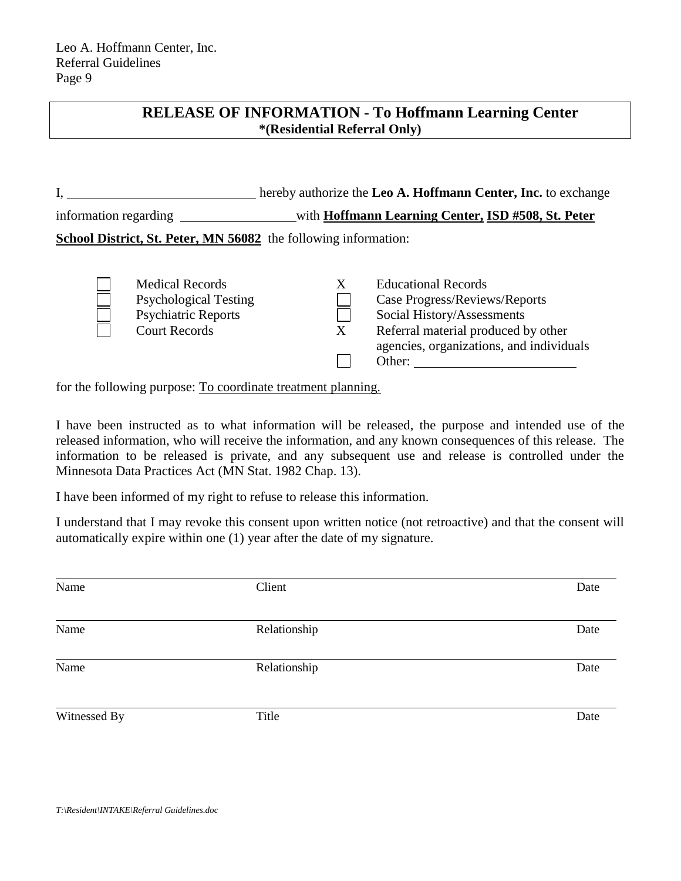## RELEASE OF INFORMATION - To Hoffmann Learning Center
**\*(Residential Referral Only)**

I, ____________________________ hereby authorize the **Leo A. Hoffmann Center, Inc.** to exchange information regarding _________________ with **Hoffmann Learning Center, ISD #508, St. Peter School District, St. Peter, MN 56082** the following information:

| | | | |
|---|---|---|---|
| ☐ | Medical Records | X | Educational Records |
| ☐ | Psychological Testing | ☐ | Case Progress/Reviews/Reports |
| ☐ | Psychiatric Reports | ☐ | Social History/Assessments |
| ☐ | Court Records | X | Referral material produced by other agencies, organizations, and individuals |
| | | ☐ | Other: ________________________ |

for the following purpose: To coordinate treatment planning.

I have been instructed as to what information will be released, the purpose and intended use of the released information, who will receive the information, and any known consequences of this release. The information to be released is private, and any subsequent use and release is controlled under the Minnesota Data Practices Act (MN Stat. 1982 Chap. 13).

I have been informed of my right to refuse to release this information.

I understand that I may revoke this consent upon written notice (not retroactive) and that the consent will automatically expire within one (1) year after the date of my signature.

| | | |
|---|---|---|
| Name | Client | Date |
| Name | Relationship | Date |
| Name | Relationship | Date |
| Witnessed By | Title | Date |

*T:\Resident\INTAKE\Referral Guidelines.doc*